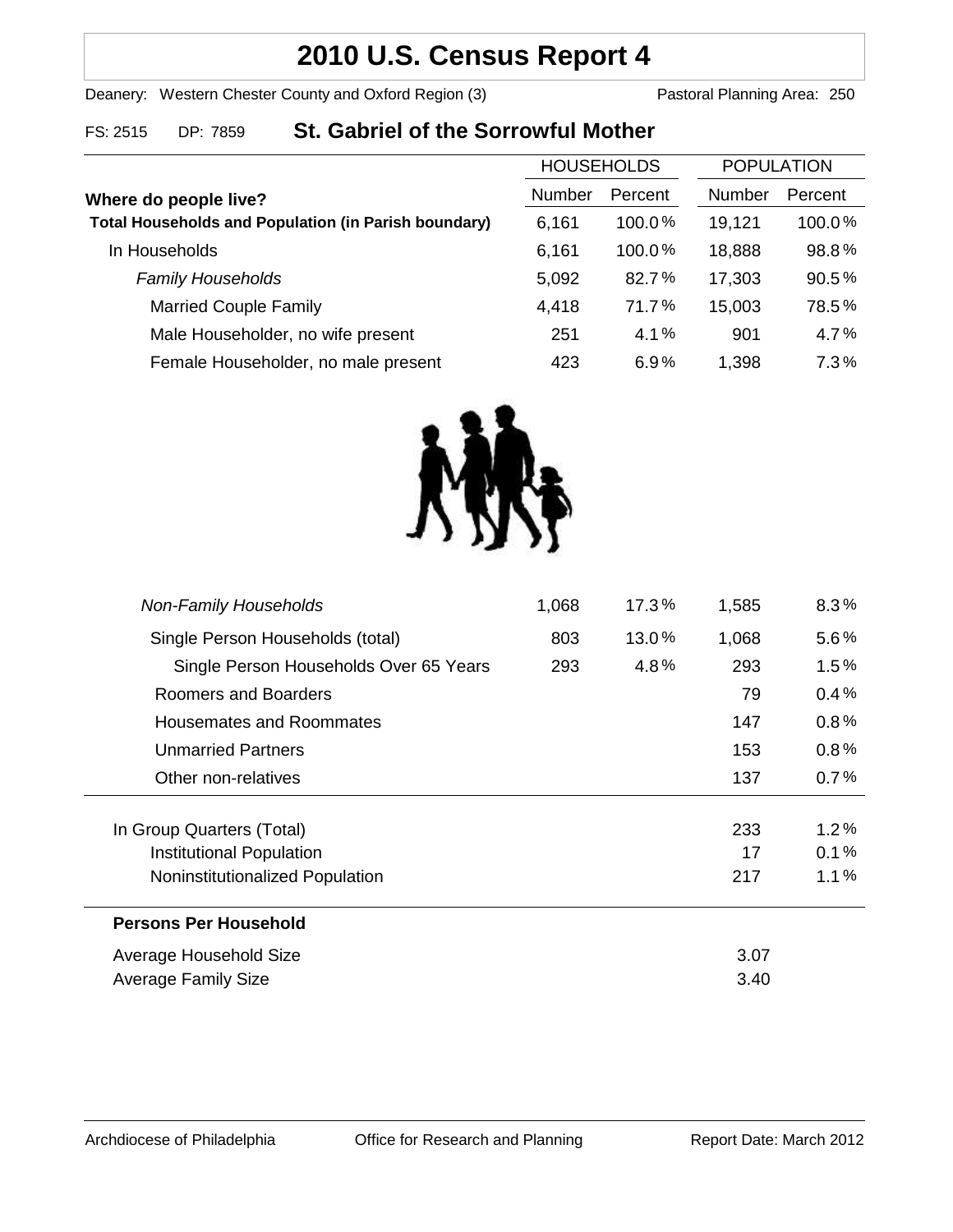# 2010 U.S. Census Report 4

Deanery: Western Chester County and Oxford Region (3) Pastoral Planning Area: 250

FS: 2515 DP: 7859 **St. Gabriel of the Sorrowful Mother**

| Where do people live? | HOUSEHOLDS | | POPULATION | |
|---|---|---|---|---|
| | Number | Percent | Number | Percent |
| **Total Households and Population (in Parish boundary)** | 6,161 | 100.0% | 19,121 | 100.0% |
| In Households | 6,161 | 100.0% | 18,888 | 98.8% |
| *Family Households* | 5,092 | 82.7% | 17,303 | 90.5% |
| Married Couple Family | 4,418 | 71.7% | 15,003 | 78.5% |
| Male Householder, no wife present | 251 | 4.1% | 901 | 4.7% |
| Female Householder, no male present | 423 | 6.9% | 1,398 | 7.3% |
| *Non-Family Households* | 1,068 | 17.3% | 1,585 | 8.3% |
| Single Person Households (total) | 803 | 13.0% | 1,068 | 5.6% |
| Single Person Households Over 65 Years | 293 | 4.8% | 293 | 1.5% |
| Roomers and Boarders | | | 79 | 0.4% |
| Housemates and Roommates | | | 147 | 0.8% |
| Unmarried Partners | | | 153 | 0.8% |
| Other non-relatives | | | 137 | 0.7% |
| In Group Quarters (Total) | | | 233 | 1.2% |
| Institutional Population | | | 17 | 0.1% |
| Noninstitutionalized Population | | | 217 | 1.1% |

**Persons Per Household**

| | |
|---|---|
| Average Household Size | 3.07 |
| Average Family Size | 3.40 |

Archdiocese of Philadelphia Office for Research and Planning Report Date: March 2012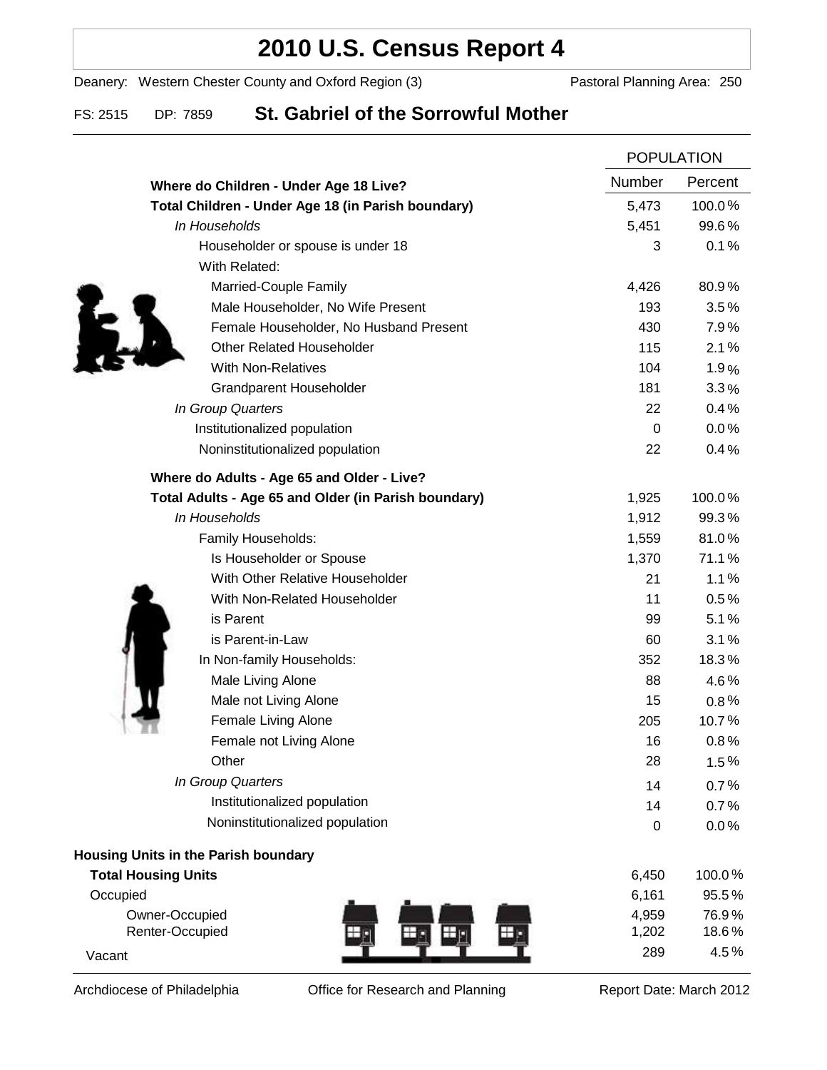# 2010 U.S. Census Report 4

Deanery: Western Chester County and Oxford Region (3)    Pastoral Planning Area: 250

FS: 2515    DP: 7859    **St. Gabriel of the Sorrowful Mother**

| | POPULATION | |
|---|---|---|
| **Where do Children - Under Age 18 Live?** | Number | Percent |
| **Total Children - Under Age 18 (in Parish boundary)** | 5,473 | 100.0% |
| *In Households* | 5,451 | 99.6% |
| Householder or spouse is under 18 | 3 | 0.1% |
| With Related: | | |
| Married-Couple Family | 4,426 | 80.9% |
| Male Householder, No Wife Present | 193 | 3.5% |
| Female Householder, No Husband Present | 430 | 7.9% |
| Other Related Householder | 115 | 2.1% |
| With Non-Relatives | 104 | 1.9% |
| Grandparent Householder | 181 | 3.3% |
| *In Group Quarters* | 22 | 0.4% |
| Institutionalized population | 0 | 0.0% |
| Noninstitutionalized population | 22 | 0.4% |
| **Where do Adults - Age 65 and Older - Live?** | | |
| **Total Adults - Age 65 and Older (in Parish boundary)** | 1,925 | 100.0% |
| *In Households* | 1,912 | 99.3% |
| Family Households: | 1,559 | 81.0% |
| Is Householder or Spouse | 1,370 | 71.1% |
| With Other Relative Householder | 21 | 1.1% |
| With Non-Related Householder | 11 | 0.5% |
| is Parent | 99 | 5.1% |
| is Parent-in-Law | 60 | 3.1% |
| In Non-family Households: | 352 | 18.3% |
| Male Living Alone | 88 | 4.6% |
| Male not Living Alone | 15 | 0.8% |
| Female Living Alone | 205 | 10.7% |
| Female not Living Alone | 16 | 0.8% |
| Other | 28 | 1.5% |
| *In Group Quarters* | 14 | 0.7% |
| Institutionalized population | 14 | 0.7% |
| Noninstitutionalized population | 0 | 0.0% |

**Housing Units in the Parish boundary**

| | Number | Percent |
|---|---|---|
| **Total Housing Units** | 6,450 | 100.0% |
| Occupied | 6,161 | 95.5% |
| Owner-Occupied | 4,959 | 76.9% |
| Renter-Occupied | 1,202 | 18.6% |
| Vacant | 289 | 4.5% |

Archdiocese of Philadelphia    Office for Research and Planning    Report Date: March 2012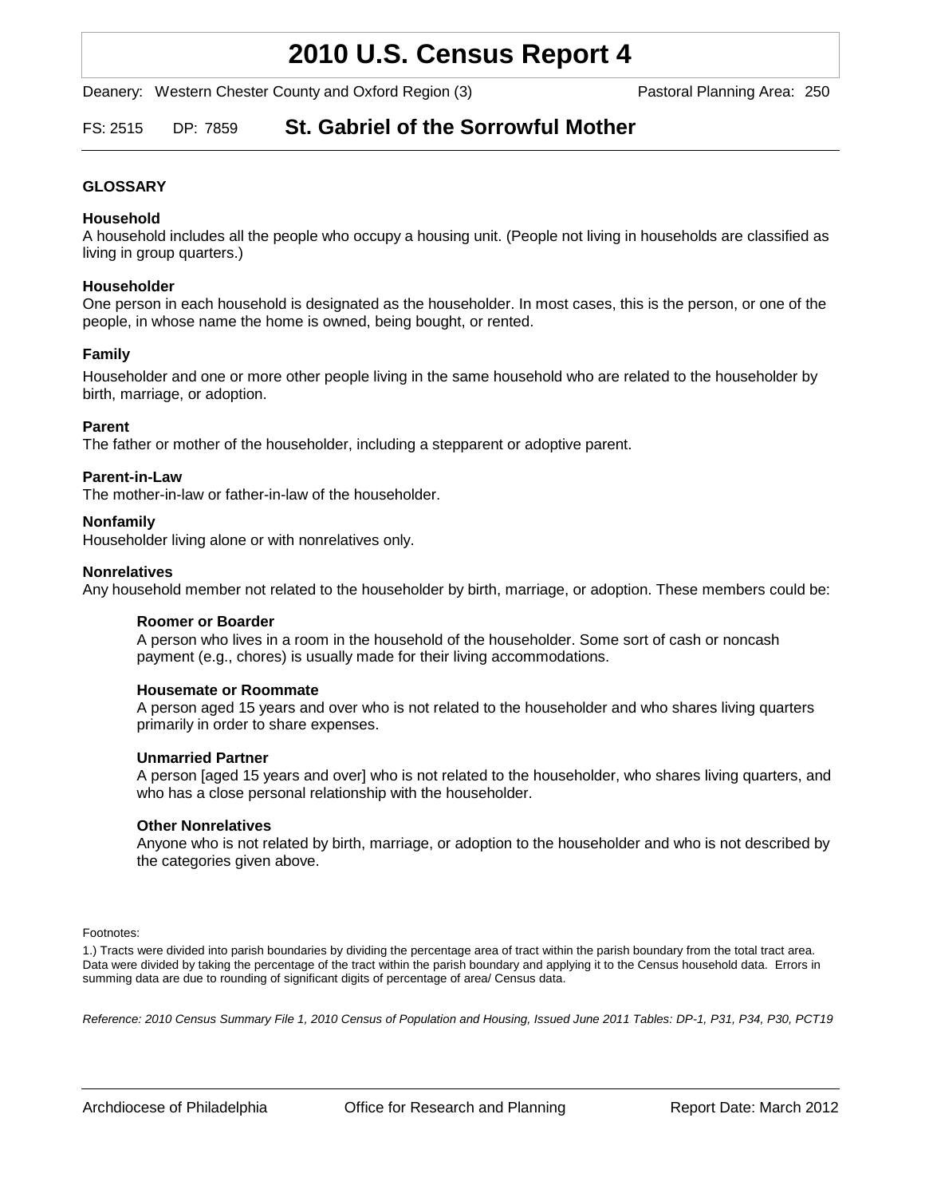# 2010 U.S. Census Report 4

Deanery: Western Chester County and Oxford Region (3) Pastoral Planning Area: 250

FS: 2515 DP: 7859 **St. Gabriel of the Sorrowful Mother**

## GLOSSARY

**Household**
A household includes all the people who occupy a housing unit. (People not living in households are classified as living in group quarters.)

**Householder**
One person in each household is designated as the householder. In most cases, this is the person, or one of the people, in whose name the home is owned, being bought, or rented.

**Family**
Householder and one or more other people living in the same household who are related to the householder by birth, marriage, or adoption.

**Parent**
The father or mother of the householder, including a stepparent or adoptive parent.

**Parent-in-Law**
The mother-in-law or father-in-law of the householder.

**Nonfamily**
Householder living alone or with nonrelatives only.

**Nonrelatives**
Any household member not related to the householder by birth, marriage, or adoption. These members could be:

> **Roomer or Boarder**
> A person who lives in a room in the household of the householder. Some sort of cash or noncash payment (e.g., chores) is usually made for their living accommodations.
>
> **Housemate or Roommate**
> A person aged 15 years and over who is not related to the householder and who shares living quarters primarily in order to share expenses.
>
> **Unmarried Partner**
> A person [aged 15 years and over] who is not related to the householder, who shares living quarters, and who has a close personal relationship with the householder.
>
> **Other Nonrelatives**
> Anyone who is not related by birth, marriage, or adoption to the householder and who is not described by the categories given above.

Footnotes:

1.) Tracts were divided into parish boundaries by dividing the percentage area of tract within the parish boundary from the total tract area. Data were divided by taking the percentage of the tract within the parish boundary and applying it to the Census household data. Errors in summing data are due to rounding of significant digits of percentage of area/ Census data.

*Reference: 2010 Census Summary File 1, 2010 Census of Population and Housing, Issued June 2011 Tables: DP-1, P31, P34, P30, PCT19*

Archdiocese of Philadelphia Office for Research and Planning Report Date: March 2012